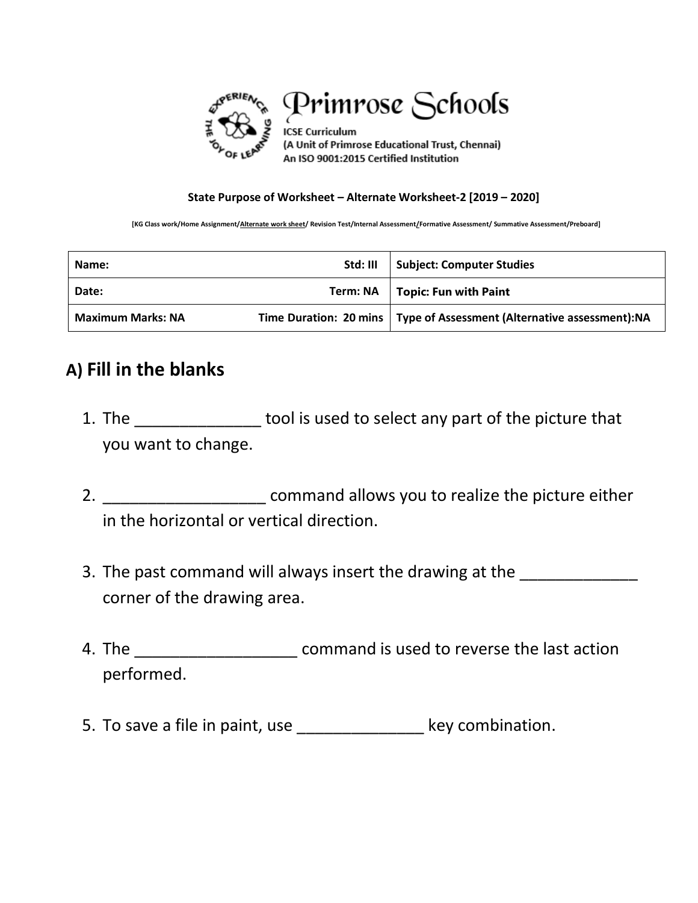# Primrose Schools

ICSE Curriculum
(A Unit of Primrose Educational Trust, Chennai)
An ISO 9001:2015 Certified Institution

**State Purpose of Worksheet – Alternate Worksheet-2 [2019 – 2020]**

**[KG Class work/Home Assignment/Alternate work sheet/ Revision Test/Internal Assessment/Formative Assessment/ Summative Assessment/Preboard]**

| Name: | Std: III | Subject: Computer Studies |
|---|---|---|
| Date: | Term: NA | Topic: Fun with Paint |
| Maximum Marks: NA | Time Duration: 20 mins | Type of Assessment (Alternative assessment):NA |

## A) Fill in the blanks

1. The ______________ tool is used to select any part of the picture that you want to change.
2. __________________ command allows you to realize the picture either in the horizontal or vertical direction.
3. The past command will always insert the drawing at the _____________ corner of the drawing area.
4. The __________________ command is used to reverse the last action performed.
5. To save a file in paint, use ______________ key combination.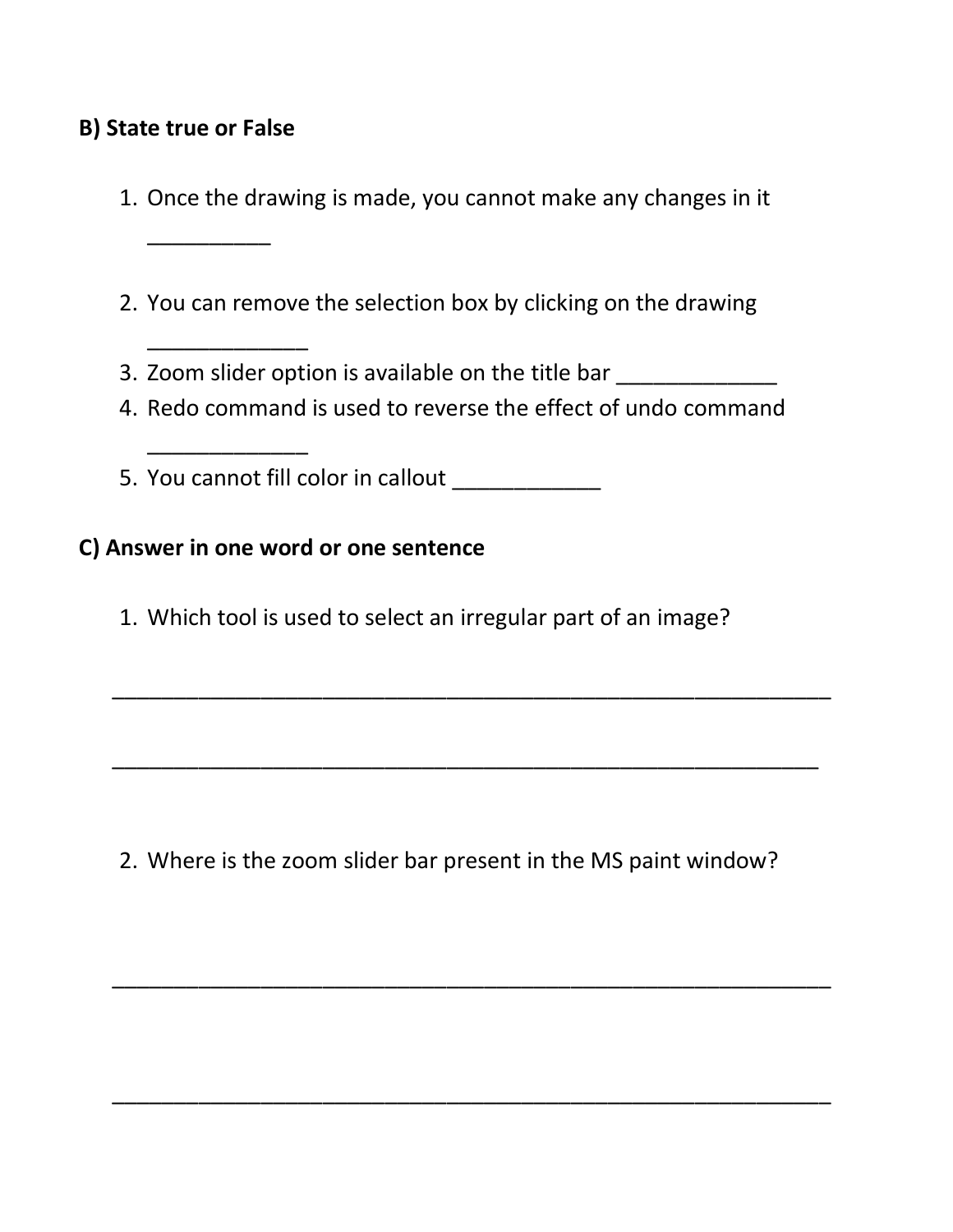**B) State true or False**

1. Once the drawing is made, you cannot make any changes in it __________
2. You can remove the selection box by clicking on the drawing _____________
3. Zoom slider option is available on the title bar _____________
4. Redo command is used to reverse the effect of undo command _____________
5. You cannot fill color in callout ____________

**C) Answer in one word or one sentence**

1. Which tool is used to select an irregular part of an image?

_______________________________________________________

_______________________________________________________

2. Where is the zoom slider bar present in the MS paint window?

_______________________________________________________

_______________________________________________________